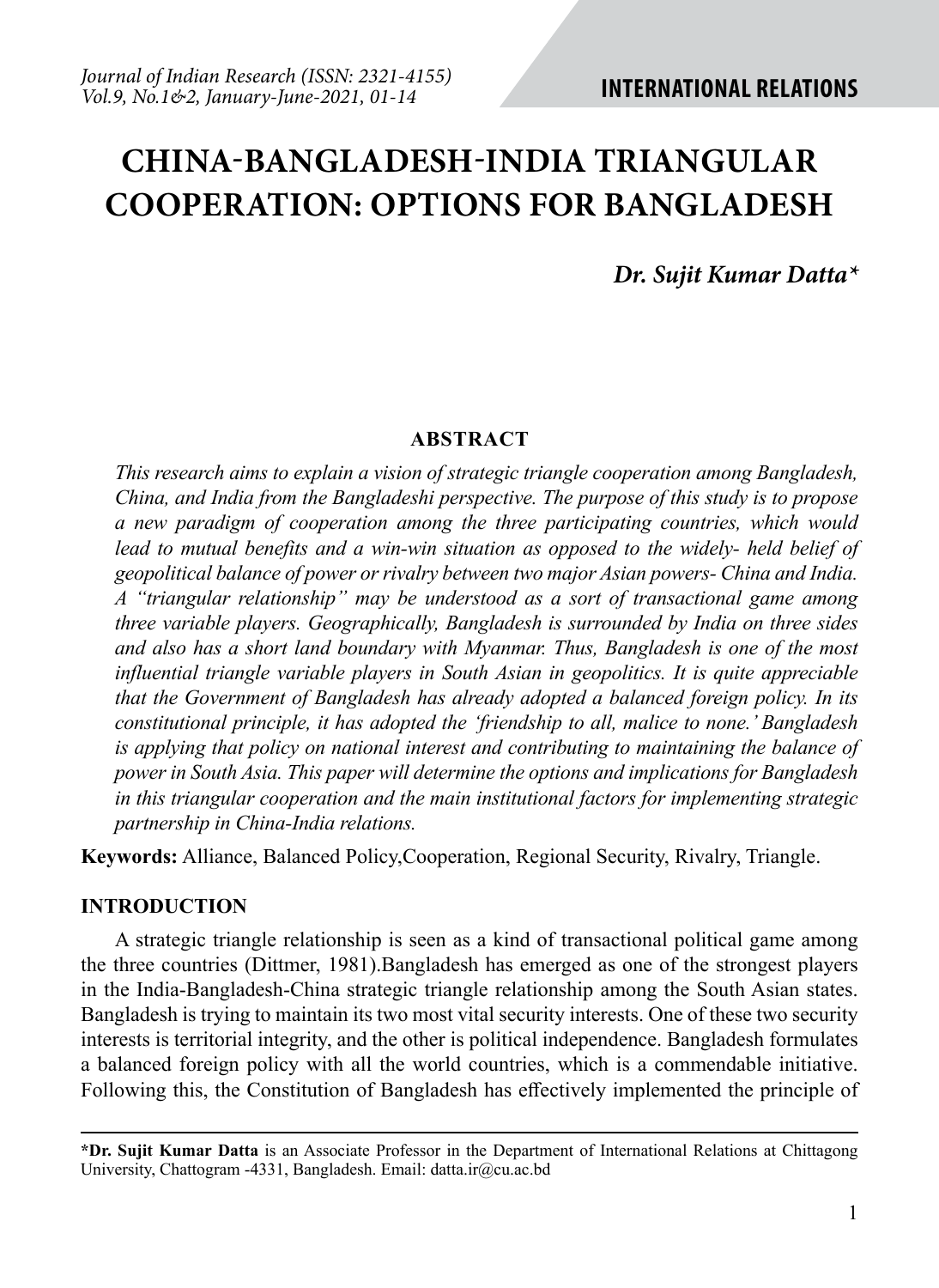# CHINA-BANGLADESH-INDIA TRIANGULAR COOPERATION: OPTIONS FOR BANGLADESH

***Dr. Sujit Kumar Datta****

## ABSTRACT

*This research aims to explain a vision of strategic triangle cooperation among Bangladesh, China, and India from the Bangladeshi perspective. The purpose of this study is to propose a new paradigm of cooperation among the three participating countries, which would lead to mutual benefits and a win-win situation as opposed to the widely- held belief of geopolitical balance of power or rivalry between two major Asian powers- China and India. A "triangular relationship" may be understood as a sort of transactional game among three variable players. Geographically, Bangladesh is surrounded by India on three sides and also has a short land boundary with Myanmar. Thus, Bangladesh is one of the most influential triangle variable players in South Asian in geopolitics. It is quite appreciable that the Government of Bangladesh has already adopted a balanced foreign policy. In its constitutional principle, it has adopted the 'friendship to all, malice to none.' Bangladesh is applying that policy on national interest and contributing to maintaining the balance of power in South Asia. This paper will determine the options and implications for Bangladesh in this triangular cooperation and the main institutional factors for implementing strategic partnership in China-India relations.*

**Keywords:** Alliance, Balanced Policy,Cooperation, Regional Security, Rivalry, Triangle.

## INTRODUCTION

A strategic triangle relationship is seen as a kind of transactional political game among the three countries (Dittmer, 1981).Bangladesh has emerged as one of the strongest players in the India-Bangladesh-China strategic triangle relationship among the South Asian states. Bangladesh is trying to maintain its two most vital security interests. One of these two security interests is territorial integrity, and the other is political independence. Bangladesh formulates a balanced foreign policy with all the world countries, which is a commendable initiative. Following this, the Constitution of Bangladesh has effectively implemented the principle of

---

***Dr. Sujit Kumar Datta** is an Associate Professor in the Department of International Relations at Chittagong University, Chattogram -4331, Bangladesh. Email: datta.ir@cu.ac.bd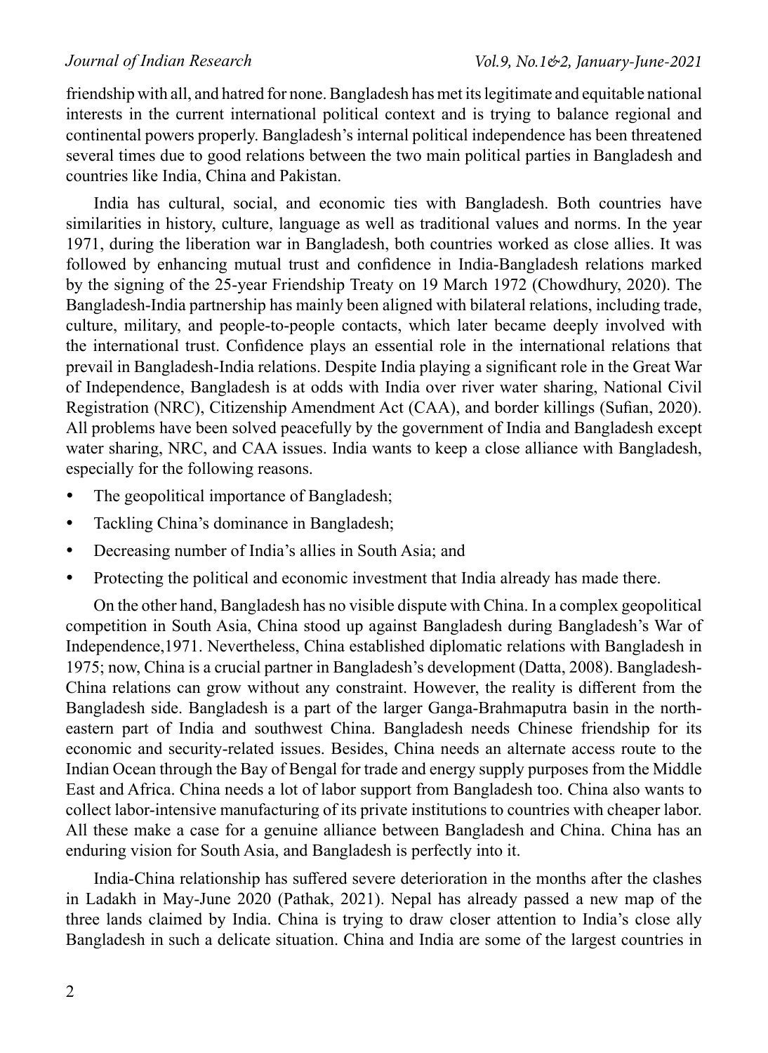friendship with all, and hatred for none. Bangladesh has met its legitimate and equitable national interests in the current international political context and is trying to balance regional and continental powers properly. Bangladesh's internal political independence has been threatened several times due to good relations between the two main political parties in Bangladesh and countries like India, China and Pakistan.

India has cultural, social, and economic ties with Bangladesh. Both countries have similarities in history, culture, language as well as traditional values and norms. In the year 1971, during the liberation war in Bangladesh, both countries worked as close allies. It was followed by enhancing mutual trust and confidence in India-Bangladesh relations marked by the signing of the 25-year Friendship Treaty on 19 March 1972 (Chowdhury, 2020). The Bangladesh-India partnership has mainly been aligned with bilateral relations, including trade, culture, military, and people-to-people contacts, which later became deeply involved with the international trust. Confidence plays an essential role in the international relations that prevail in Bangladesh-India relations. Despite India playing a significant role in the Great War of Independence, Bangladesh is at odds with India over river water sharing, National Civil Registration (NRC), Citizenship Amendment Act (CAA), and border killings (Sufian, 2020). All problems have been solved peacefully by the government of India and Bangladesh except water sharing, NRC, and CAA issues. India wants to keep a close alliance with Bangladesh, especially for the following reasons.

- The geopolitical importance of Bangladesh;
- Tackling China's dominance in Bangladesh;
- Decreasing number of India's allies in South Asia; and
- Protecting the political and economic investment that India already has made there.

On the other hand, Bangladesh has no visible dispute with China. In a complex geopolitical competition in South Asia, China stood up against Bangladesh during Bangladesh's War of Independence,1971. Nevertheless, China established diplomatic relations with Bangladesh in 1975; now, China is a crucial partner in Bangladesh's development (Datta, 2008). Bangladesh-China relations can grow without any constraint. However, the reality is different from the Bangladesh side. Bangladesh is a part of the larger Ganga-Brahmaputra basin in the north-eastern part of India and southwest China. Bangladesh needs Chinese friendship for its economic and security-related issues. Besides, China needs an alternate access route to the Indian Ocean through the Bay of Bengal for trade and energy supply purposes from the Middle East and Africa. China needs a lot of labor support from Bangladesh too. China also wants to collect labor-intensive manufacturing of its private institutions to countries with cheaper labor. All these make a case for a genuine alliance between Bangladesh and China. China has an enduring vision for South Asia, and Bangladesh is perfectly into it.

India-China relationship has suffered severe deterioration in the months after the clashes in Ladakh in May-June 2020 (Pathak, 2021). Nepal has already passed a new map of the three lands claimed by India. China is trying to draw closer attention to India's close ally Bangladesh in such a delicate situation. China and India are some of the largest countries in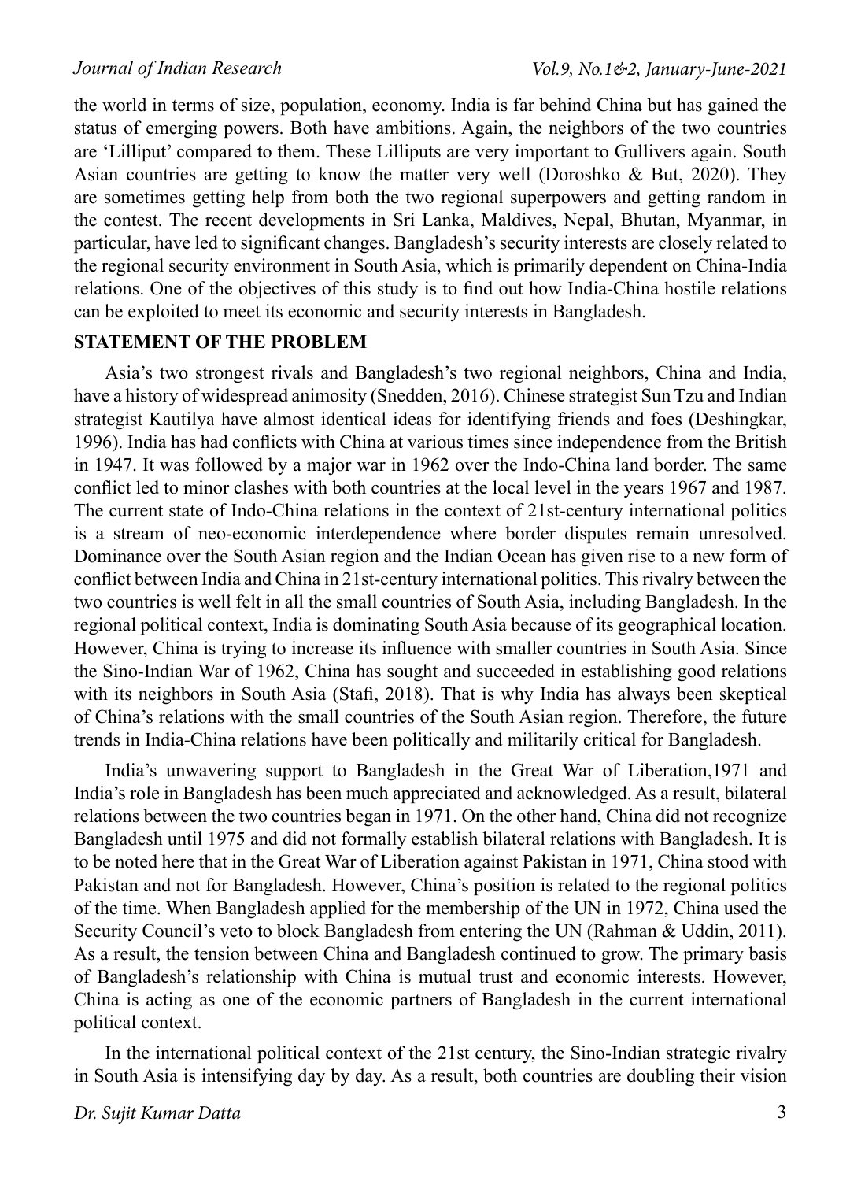the world in terms of size, population, economy. India is far behind China but has gained the status of emerging powers. Both have ambitions. Again, the neighbors of the two countries are 'Lilliput' compared to them. These Lilliputs are very important to Gullivers again. South Asian countries are getting to know the matter very well (Doroshko & But, 2020). They are sometimes getting help from both the two regional superpowers and getting random in the contest. The recent developments in Sri Lanka, Maldives, Nepal, Bhutan, Myanmar, in particular, have led to significant changes. Bangladesh's security interests are closely related to the regional security environment in South Asia, which is primarily dependent on China-India relations. One of the objectives of this study is to find out how India-China hostile relations can be exploited to meet its economic and security interests in Bangladesh.

## STATEMENT OF THE PROBLEM

Asia's two strongest rivals and Bangladesh's two regional neighbors, China and India, have a history of widespread animosity (Snedden, 2016). Chinese strategist Sun Tzu and Indian strategist Kautilya have almost identical ideas for identifying friends and foes (Deshingkar, 1996). India has had conflicts with China at various times since independence from the British in 1947. It was followed by a major war in 1962 over the Indo-China land border. The same conflict led to minor clashes with both countries at the local level in the years 1967 and 1987. The current state of Indo-China relations in the context of 21st-century international politics is a stream of neo-economic interdependence where border disputes remain unresolved. Dominance over the South Asian region and the Indian Ocean has given rise to a new form of conflict between India and China in 21st-century international politics. This rivalry between the two countries is well felt in all the small countries of South Asia, including Bangladesh. In the regional political context, India is dominating South Asia because of its geographical location. However, China is trying to increase its influence with smaller countries in South Asia. Since the Sino-Indian War of 1962, China has sought and succeeded in establishing good relations with its neighbors in South Asia (Stafi, 2018). That is why India has always been skeptical of China's relations with the small countries of the South Asian region. Therefore, the future trends in India-China relations have been politically and militarily critical for Bangladesh.

India's unwavering support to Bangladesh in the Great War of Liberation,1971 and India's role in Bangladesh has been much appreciated and acknowledged. As a result, bilateral relations between the two countries began in 1971. On the other hand, China did not recognize Bangladesh until 1975 and did not formally establish bilateral relations with Bangladesh. It is to be noted here that in the Great War of Liberation against Pakistan in 1971, China stood with Pakistan and not for Bangladesh. However, China's position is related to the regional politics of the time. When Bangladesh applied for the membership of the UN in 1972, China used the Security Council's veto to block Bangladesh from entering the UN (Rahman & Uddin, 2011). As a result, the tension between China and Bangladesh continued to grow. The primary basis of Bangladesh's relationship with China is mutual trust and economic interests. However, China is acting as one of the economic partners of Bangladesh in the current international political context.

In the international political context of the 21st century, the Sino-Indian strategic rivalry in South Asia is intensifying day by day. As a result, both countries are doubling their vision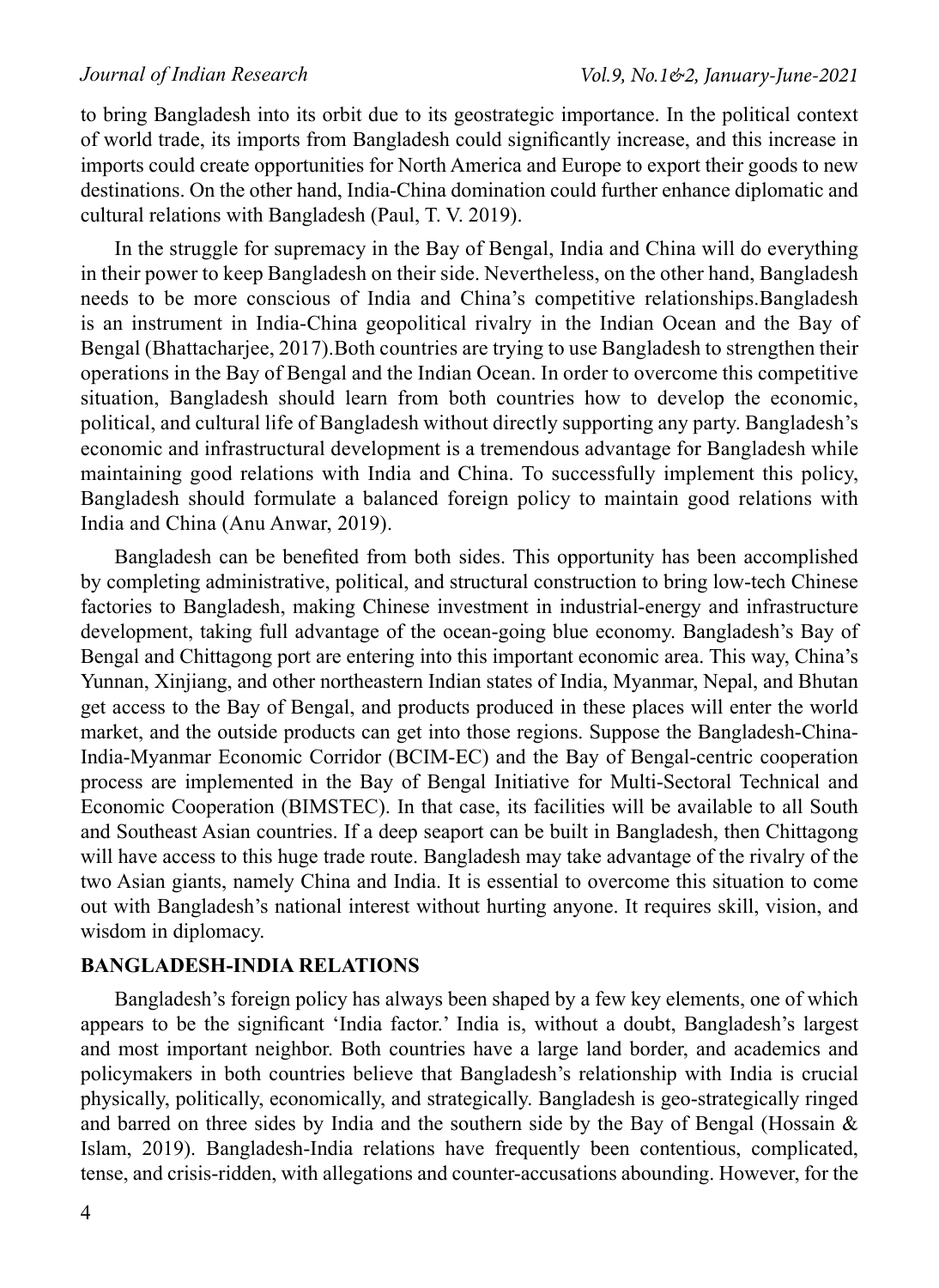to bring Bangladesh into its orbit due to its geostrategic importance. In the political context of world trade, its imports from Bangladesh could significantly increase, and this increase in imports could create opportunities for North America and Europe to export their goods to new destinations. On the other hand, India-China domination could further enhance diplomatic and cultural relations with Bangladesh (Paul, T. V. 2019).

In the struggle for supremacy in the Bay of Bengal, India and China will do everything in their power to keep Bangladesh on their side. Nevertheless, on the other hand, Bangladesh needs to be more conscious of India and China's competitive relationships.Bangladesh is an instrument in India-China geopolitical rivalry in the Indian Ocean and the Bay of Bengal (Bhattacharjee, 2017).Both countries are trying to use Bangladesh to strengthen their operations in the Bay of Bengal and the Indian Ocean. In order to overcome this competitive situation, Bangladesh should learn from both countries how to develop the economic, political, and cultural life of Bangladesh without directly supporting any party. Bangladesh's economic and infrastructural development is a tremendous advantage for Bangladesh while maintaining good relations with India and China. To successfully implement this policy, Bangladesh should formulate a balanced foreign policy to maintain good relations with India and China (Anu Anwar, 2019).

Bangladesh can be benefited from both sides. This opportunity has been accomplished by completing administrative, political, and structural construction to bring low-tech Chinese factories to Bangladesh, making Chinese investment in industrial-energy and infrastructure development, taking full advantage of the ocean-going blue economy. Bangladesh's Bay of Bengal and Chittagong port are entering into this important economic area. This way, China's Yunnan, Xinjiang, and other northeastern Indian states of India, Myanmar, Nepal, and Bhutan get access to the Bay of Bengal, and products produced in these places will enter the world market, and the outside products can get into those regions. Suppose the Bangladesh-China-India-Myanmar Economic Corridor (BCIM-EC) and the Bay of Bengal-centric cooperation process are implemented in the Bay of Bengal Initiative for Multi-Sectoral Technical and Economic Cooperation (BIMSTEC). In that case, its facilities will be available to all South and Southeast Asian countries. If a deep seaport can be built in Bangladesh, then Chittagong will have access to this huge trade route. Bangladesh may take advantage of the rivalry of the two Asian giants, namely China and India. It is essential to overcome this situation to come out with Bangladesh's national interest without hurting anyone. It requires skill, vision, and wisdom in diplomacy.

## BANGLADESH-INDIA RELATIONS

Bangladesh's foreign policy has always been shaped by a few key elements, one of which appears to be the significant 'India factor.' India is, without a doubt, Bangladesh's largest and most important neighbor. Both countries have a large land border, and academics and policymakers in both countries believe that Bangladesh's relationship with India is crucial physically, politically, economically, and strategically. Bangladesh is geo-strategically ringed and barred on three sides by India and the southern side by the Bay of Bengal (Hossain & Islam, 2019). Bangladesh-India relations have frequently been contentious, complicated, tense, and crisis-ridden, with allegations and counter-accusations abounding. However, for the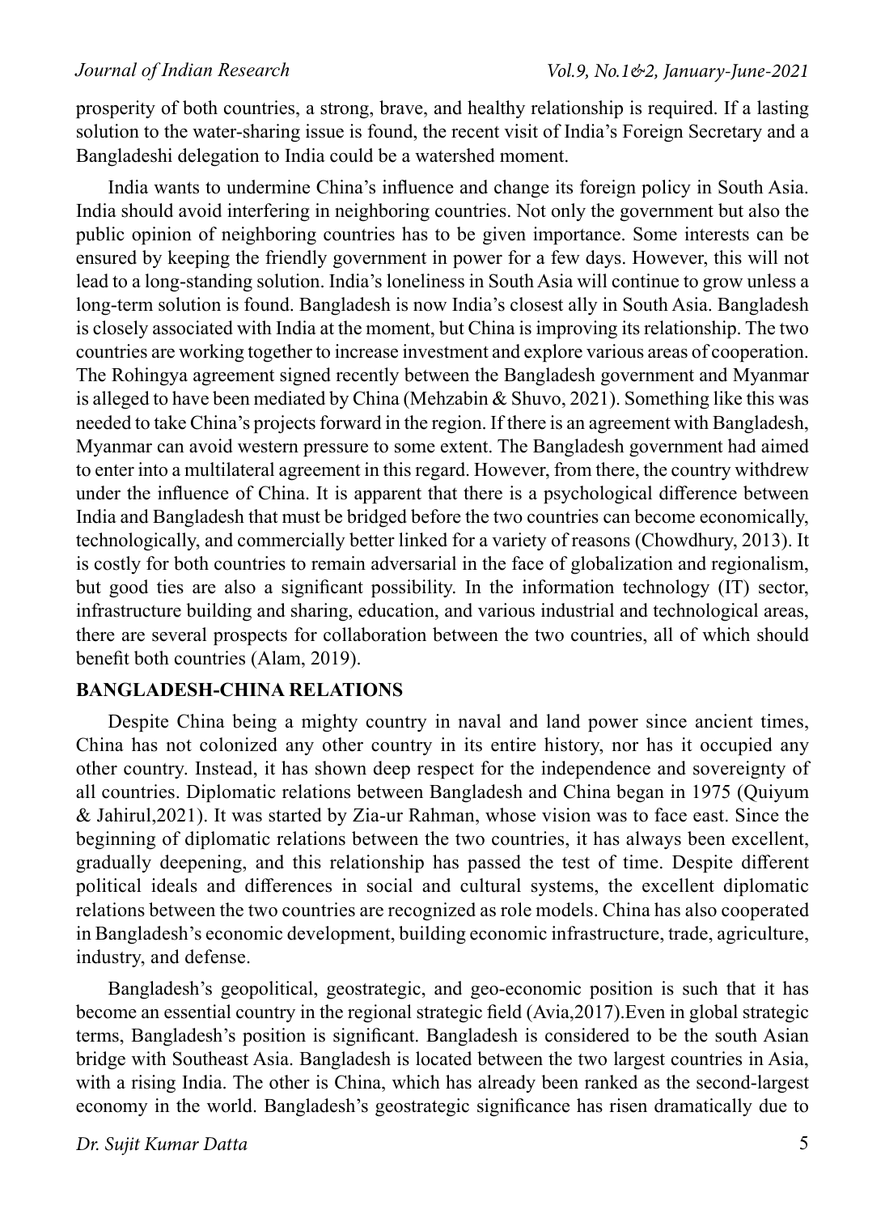prosperity of both countries, a strong, brave, and healthy relationship is required. If a lasting solution to the water-sharing issue is found, the recent visit of India's Foreign Secretary and a Bangladeshi delegation to India could be a watershed moment.

India wants to undermine China's influence and change its foreign policy in South Asia. India should avoid interfering in neighboring countries. Not only the government but also the public opinion of neighboring countries has to be given importance. Some interests can be ensured by keeping the friendly government in power for a few days. However, this will not lead to a long-standing solution. India's loneliness in South Asia will continue to grow unless a long-term solution is found. Bangladesh is now India's closest ally in South Asia. Bangladesh is closely associated with India at the moment, but China is improving its relationship. The two countries are working together to increase investment and explore various areas of cooperation. The Rohingya agreement signed recently between the Bangladesh government and Myanmar is alleged to have been mediated by China (Mehzabin & Shuvo, 2021). Something like this was needed to take China's projects forward in the region. If there is an agreement with Bangladesh, Myanmar can avoid western pressure to some extent. The Bangladesh government had aimed to enter into a multilateral agreement in this regard. However, from there, the country withdrew under the influence of China. It is apparent that there is a psychological difference between India and Bangladesh that must be bridged before the two countries can become economically, technologically, and commercially better linked for a variety of reasons (Chowdhury, 2013). It is costly for both countries to remain adversarial in the face of globalization and regionalism, but good ties are also a significant possibility. In the information technology (IT) sector, infrastructure building and sharing, education, and various industrial and technological areas, there are several prospects for collaboration between the two countries, all of which should benefit both countries (Alam, 2019).

## BANGLADESH-CHINA RELATIONS

Despite China being a mighty country in naval and land power since ancient times, China has not colonized any other country in its entire history, nor has it occupied any other country. Instead, it has shown deep respect for the independence and sovereignty of all countries. Diplomatic relations between Bangladesh and China began in 1975 (Quiyum & Jahirul,2021). It was started by Zia-ur Rahman, whose vision was to face east. Since the beginning of diplomatic relations between the two countries, it has always been excellent, gradually deepening, and this relationship has passed the test of time. Despite different political ideals and differences in social and cultural systems, the excellent diplomatic relations between the two countries are recognized as role models. China has also cooperated in Bangladesh's economic development, building economic infrastructure, trade, agriculture, industry, and defense.

Bangladesh's geopolitical, geostrategic, and geo-economic position is such that it has become an essential country in the regional strategic field (Avia,2017).Even in global strategic terms, Bangladesh's position is significant. Bangladesh is considered to be the south Asian bridge with Southeast Asia. Bangladesh is located between the two largest countries in Asia, with a rising India. The other is China, which has already been ranked as the second-largest economy in the world. Bangladesh's geostrategic significance has risen dramatically due to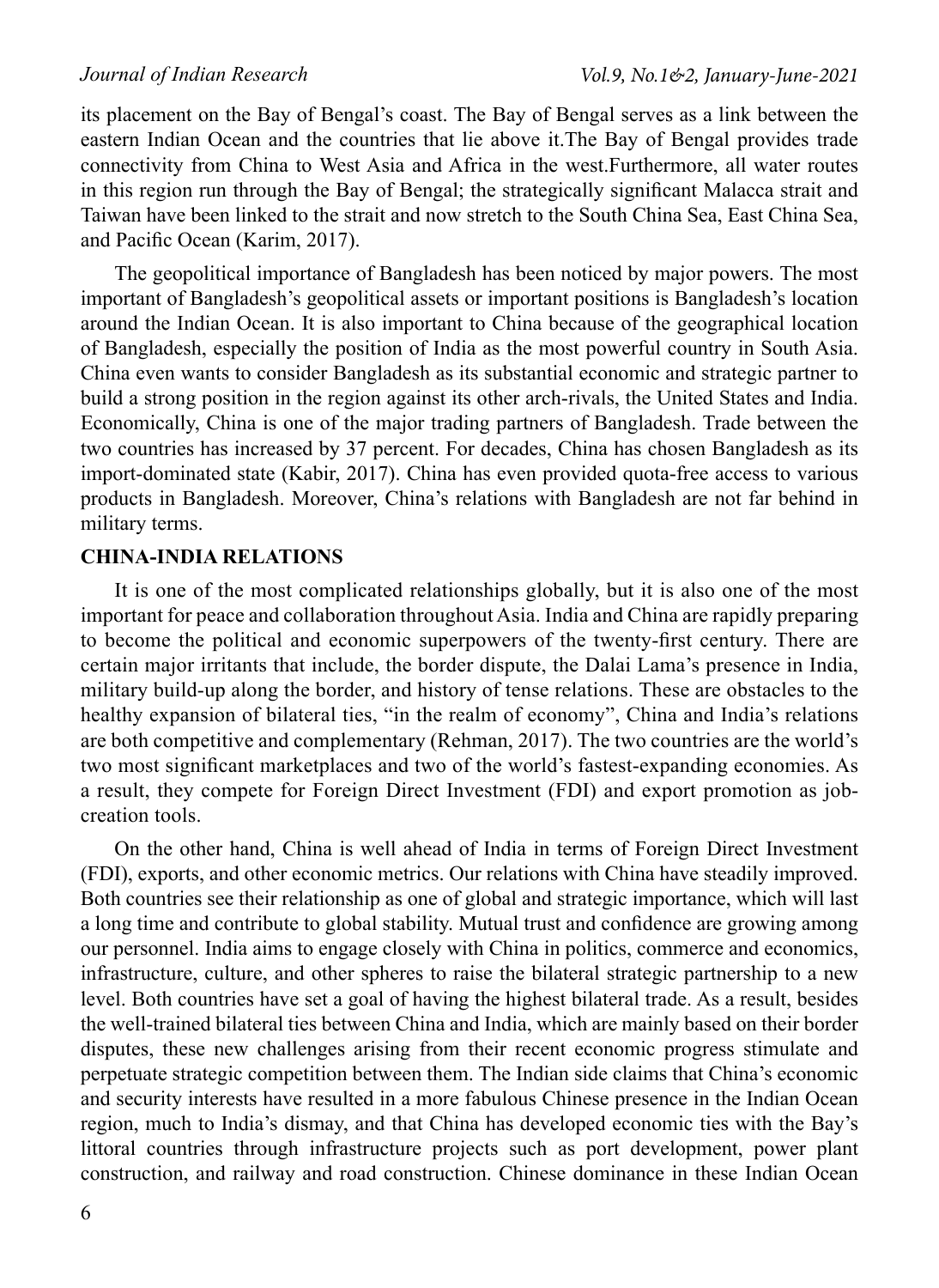its placement on the Bay of Bengal's coast. The Bay of Bengal serves as a link between the eastern Indian Ocean and the countries that lie above it.The Bay of Bengal provides trade connectivity from China to West Asia and Africa in the west.Furthermore, all water routes in this region run through the Bay of Bengal; the strategically significant Malacca strait and Taiwan have been linked to the strait and now stretch to the South China Sea, East China Sea, and Pacific Ocean (Karim, 2017).

The geopolitical importance of Bangladesh has been noticed by major powers. The most important of Bangladesh's geopolitical assets or important positions is Bangladesh's location around the Indian Ocean. It is also important to China because of the geographical location of Bangladesh, especially the position of India as the most powerful country in South Asia. China even wants to consider Bangladesh as its substantial economic and strategic partner to build a strong position in the region against its other arch-rivals, the United States and India. Economically, China is one of the major trading partners of Bangladesh. Trade between the two countries has increased by 37 percent. For decades, China has chosen Bangladesh as its import-dominated state (Kabir, 2017). China has even provided quota-free access to various products in Bangladesh. Moreover, China's relations with Bangladesh are not far behind in military terms.

**CHINA-INDIA RELATIONS**

It is one of the most complicated relationships globally, but it is also one of the most important for peace and collaboration throughout Asia. India and China are rapidly preparing to become the political and economic superpowers of the twenty-first century. There are certain major irritants that include, the border dispute, the Dalai Lama's presence in India, military build-up along the border, and history of tense relations. These are obstacles to the healthy expansion of bilateral ties, "in the realm of economy", China and India's relations are both competitive and complementary (Rehman, 2017). The two countries are the world's two most significant marketplaces and two of the world's fastest-expanding economies. As a result, they compete for Foreign Direct Investment (FDI) and export promotion as job-creation tools.

On the other hand, China is well ahead of India in terms of Foreign Direct Investment (FDI), exports, and other economic metrics. Our relations with China have steadily improved. Both countries see their relationship as one of global and strategic importance, which will last a long time and contribute to global stability. Mutual trust and confidence are growing among our personnel. India aims to engage closely with China in politics, commerce and economics, infrastructure, culture, and other spheres to raise the bilateral strategic partnership to a new level. Both countries have set a goal of having the highest bilateral trade. As a result, besides the well-trained bilateral ties between China and India, which are mainly based on their border disputes, these new challenges arising from their recent economic progress stimulate and perpetuate strategic competition between them. The Indian side claims that China's economic and security interests have resulted in a more fabulous Chinese presence in the Indian Ocean region, much to India's dismay, and that China has developed economic ties with the Bay's littoral countries through infrastructure projects such as port development, power plant construction, and railway and road construction. Chinese dominance in these Indian Ocean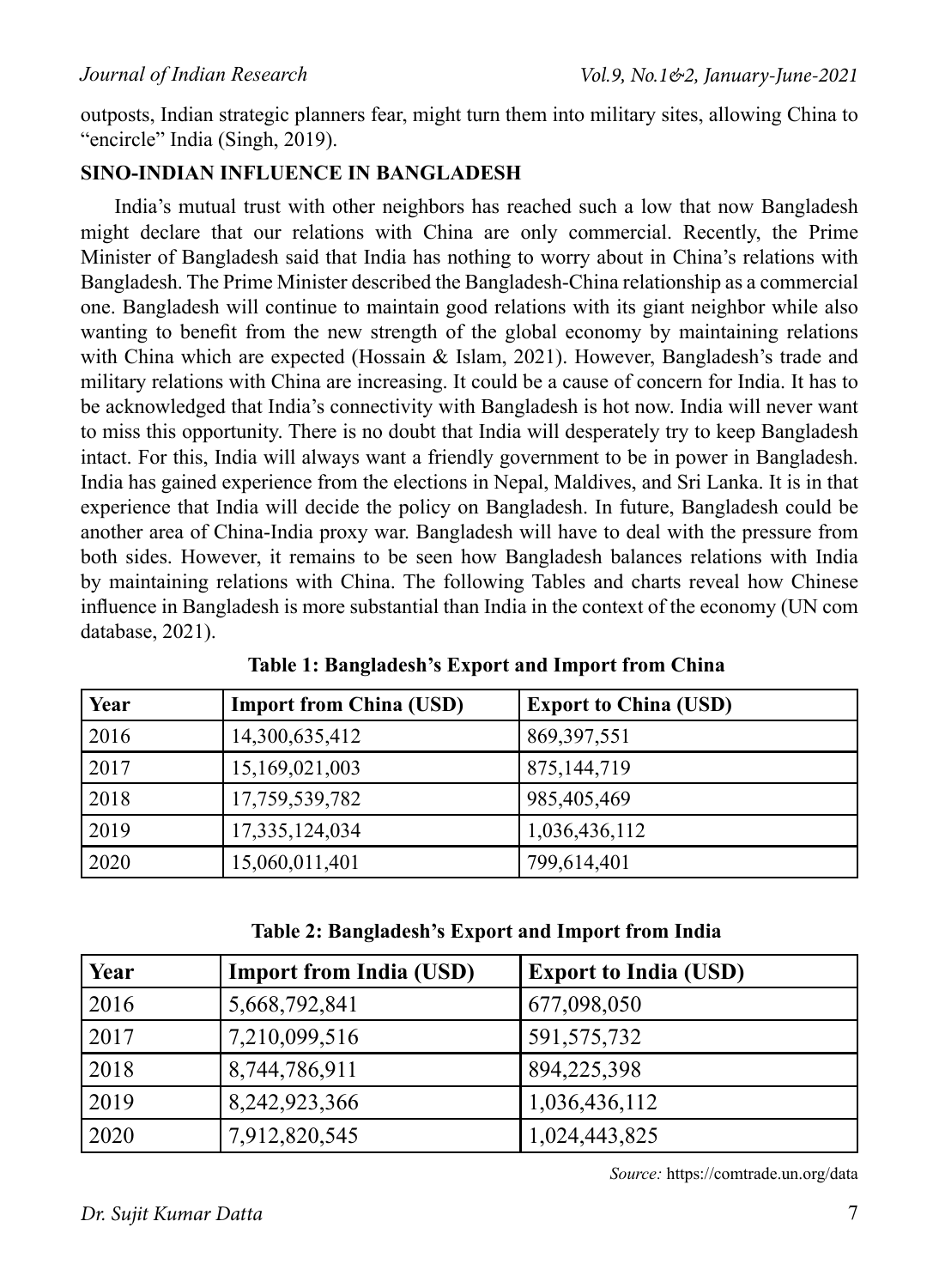outposts, Indian strategic planners fear, might turn them into military sites, allowing China to "encircle" India (Singh, 2019).

## SINO-INDIAN INFLUENCE IN BANGLADESH

India's mutual trust with other neighbors has reached such a low that now Bangladesh might declare that our relations with China are only commercial. Recently, the Prime Minister of Bangladesh said that India has nothing to worry about in China's relations with Bangladesh. The Prime Minister described the Bangladesh-China relationship as a commercial one. Bangladesh will continue to maintain good relations with its giant neighbor while also wanting to benefit from the new strength of the global economy by maintaining relations with China which are expected (Hossain & Islam, 2021). However, Bangladesh's trade and military relations with China are increasing. It could be a cause of concern for India. It has to be acknowledged that India's connectivity with Bangladesh is hot now. India will never want to miss this opportunity. There is no doubt that India will desperately try to keep Bangladesh intact. For this, India will always want a friendly government to be in power in Bangladesh. India has gained experience from the elections in Nepal, Maldives, and Sri Lanka. It is in that experience that India will decide the policy on Bangladesh. In future, Bangladesh could be another area of China-India proxy war. Bangladesh will have to deal with the pressure from both sides. However, it remains to be seen how Bangladesh balances relations with India by maintaining relations with China. The following Tables and charts reveal how Chinese influence in Bangladesh is more substantial than India in the context of the economy (UN com database, 2021).

**Table 1: Bangladesh's Export and Import from China**

| Year | Import from China (USD) | Export to China (USD) |
|---|---|---|
| 2016 | 14,300,635,412 | 869,397,551 |
| 2017 | 15,169,021,003 | 875,144,719 |
| 2018 | 17,759,539,782 | 985,405,469 |
| 2019 | 17,335,124,034 | 1,036,436,112 |
| 2020 | 15,060,011,401 | 799,614,401 |

**Table 2: Bangladesh's Export and Import from India**

| Year | Import from India (USD) | Export to India (USD) |
|---|---|---|
| 2016 | 5,668,792,841 | 677,098,050 |
| 2017 | 7,210,099,516 | 591,575,732 |
| 2018 | 8,744,786,911 | 894,225,398 |
| 2019 | 8,242,923,366 | 1,036,436,112 |
| 2020 | 7,912,820,545 | 1,024,443,825 |

*Source:* https://comtrade.un.org/data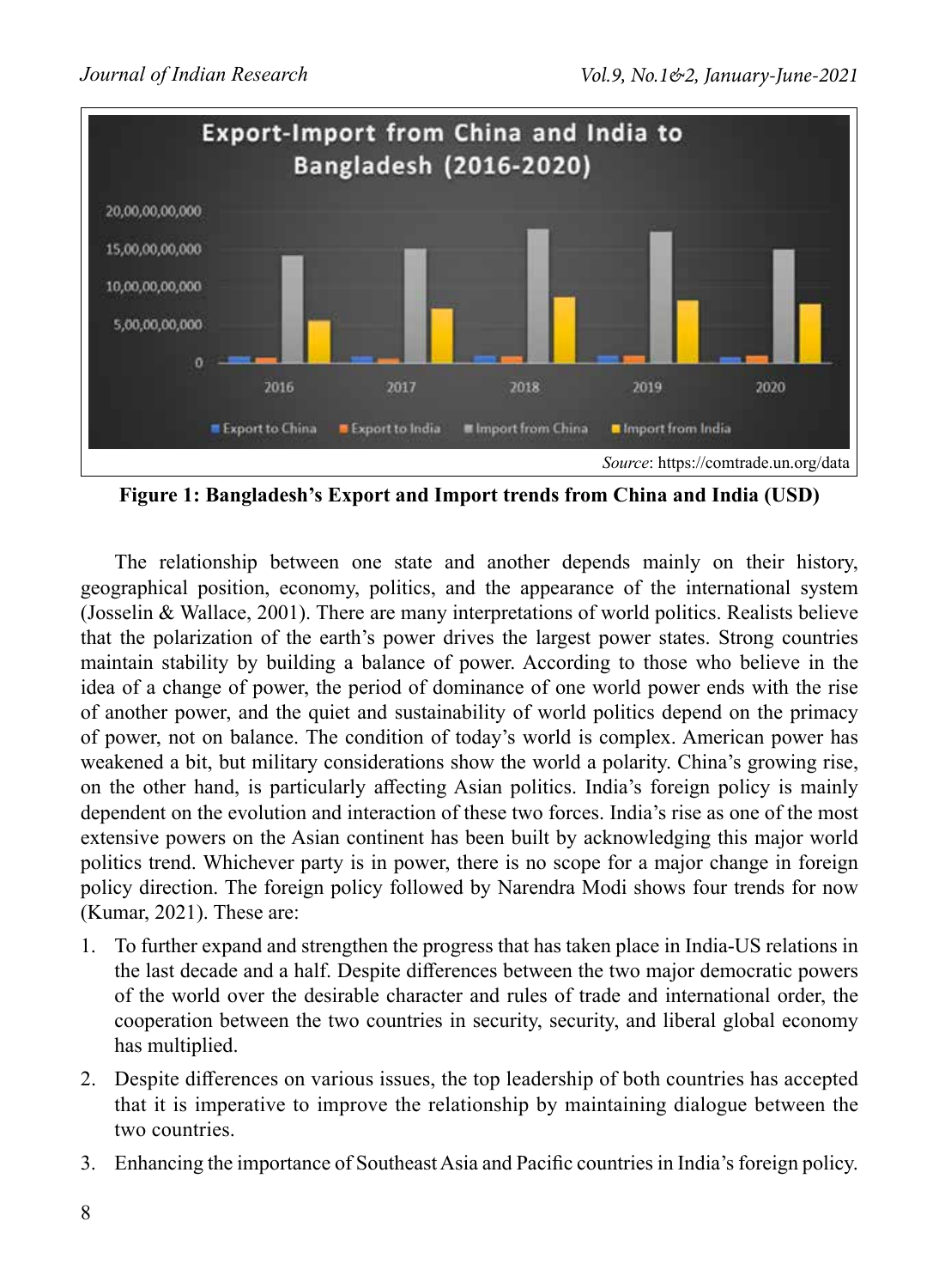Source: https://comtrade.un.org/data

**Figure 1: Bangladesh's Export and Import trends from China and India (USD)**

The relationship between one state and another depends mainly on their history, geographical position, economy, politics, and the appearance of the international system (Josselin & Wallace, 2001). There are many interpretations of world politics. Realists believe that the polarization of the earth's power drives the largest power states. Strong countries maintain stability by building a balance of power. According to those who believe in the idea of a change of power, the period of dominance of one world power ends with the rise of another power, and the quiet and sustainability of world politics depend on the primacy of power, not on balance. The condition of today's world is complex. American power has weakened a bit, but military considerations show the world a polarity. China's growing rise, on the other hand, is particularly affecting Asian politics. India's foreign policy is mainly dependent on the evolution and interaction of these two forces. India's rise as one of the most extensive powers on the Asian continent has been built by acknowledging this major world politics trend. Whichever party is in power, there is no scope for a major change in foreign policy direction. The foreign policy followed by Narendra Modi shows four trends for now (Kumar, 2021). These are:

1. To further expand and strengthen the progress that has taken place in India-US relations in the last decade and a half. Despite differences between the two major democratic powers of the world over the desirable character and rules of trade and international order, the cooperation between the two countries in security, security, and liberal global economy has multiplied.
2. Despite differences on various issues, the top leadership of both countries has accepted that it is imperative to improve the relationship by maintaining dialogue between the two countries.
3. Enhancing the importance of Southeast Asia and Pacific countries in India's foreign policy.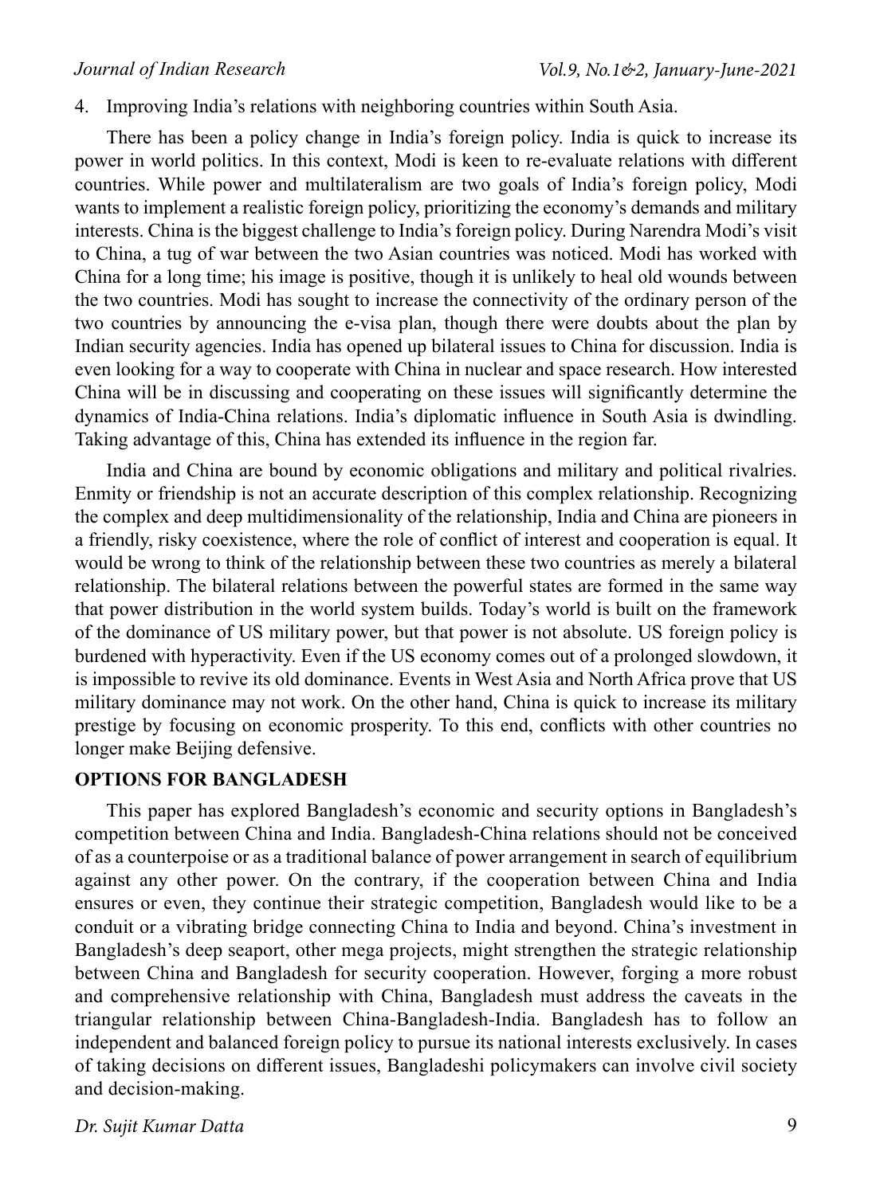4. Improving India's relations with neighboring countries within South Asia.

There has been a policy change in India's foreign policy. India is quick to increase its power in world politics. In this context, Modi is keen to re-evaluate relations with different countries. While power and multilateralism are two goals of India's foreign policy, Modi wants to implement a realistic foreign policy, prioritizing the economy's demands and military interests. China is the biggest challenge to India's foreign policy. During Narendra Modi's visit to China, a tug of war between the two Asian countries was noticed. Modi has worked with China for a long time; his image is positive, though it is unlikely to heal old wounds between the two countries. Modi has sought to increase the connectivity of the ordinary person of the two countries by announcing the e-visa plan, though there were doubts about the plan by Indian security agencies. India has opened up bilateral issues to China for discussion. India is even looking for a way to cooperate with China in nuclear and space research. How interested China will be in discussing and cooperating on these issues will significantly determine the dynamics of India-China relations. India's diplomatic influence in South Asia is dwindling. Taking advantage of this, China has extended its influence in the region far.

India and China are bound by economic obligations and military and political rivalries. Enmity or friendship is not an accurate description of this complex relationship. Recognizing the complex and deep multidimensionality of the relationship, India and China are pioneers in a friendly, risky coexistence, where the role of conflict of interest and cooperation is equal. It would be wrong to think of the relationship between these two countries as merely a bilateral relationship. The bilateral relations between the powerful states are formed in the same way that power distribution in the world system builds. Today's world is built on the framework of the dominance of US military power, but that power is not absolute. US foreign policy is burdened with hyperactivity. Even if the US economy comes out of a prolonged slowdown, it is impossible to revive its old dominance. Events in West Asia and North Africa prove that US military dominance may not work. On the other hand, China is quick to increase its military prestige by focusing on economic prosperity. To this end, conflicts with other countries no longer make Beijing defensive.

## OPTIONS FOR BANGLADESH

This paper has explored Bangladesh's economic and security options in Bangladesh's competition between China and India. Bangladesh-China relations should not be conceived of as a counterpoise or as a traditional balance of power arrangement in search of equilibrium against any other power. On the contrary, if the cooperation between China and India ensures or even, they continue their strategic competition, Bangladesh would like to be a conduit or a vibrating bridge connecting China to India and beyond. China's investment in Bangladesh's deep seaport, other mega projects, might strengthen the strategic relationship between China and Bangladesh for security cooperation. However, forging a more robust and comprehensive relationship with China, Bangladesh must address the caveats in the triangular relationship between China-Bangladesh-India. Bangladesh has to follow an independent and balanced foreign policy to pursue its national interests exclusively. In cases of taking decisions on different issues, Bangladeshi policymakers can involve civil society and decision-making.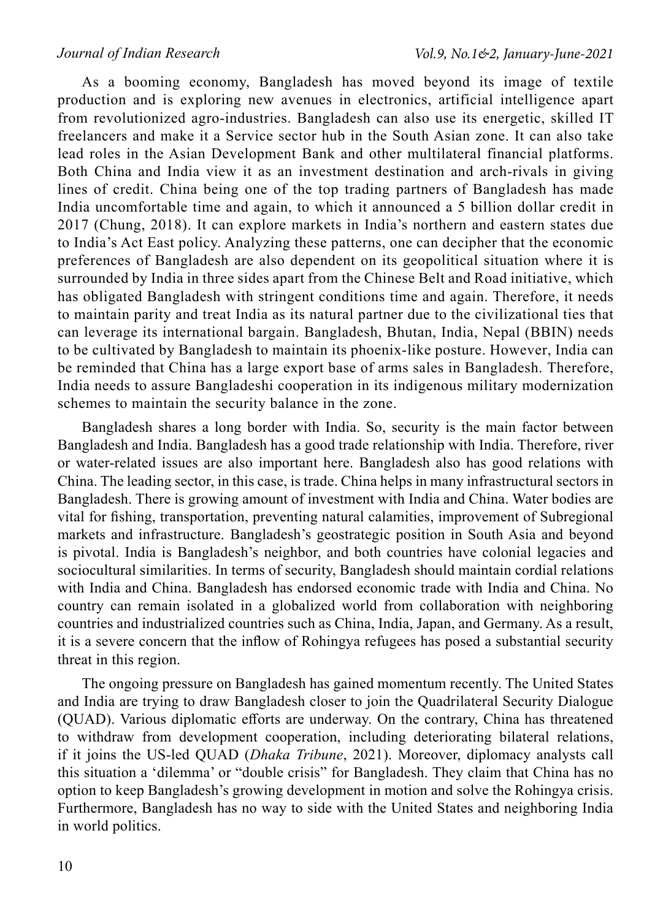As a booming economy, Bangladesh has moved beyond its image of textile production and is exploring new avenues in electronics, artificial intelligence apart from revolutionized agro-industries. Bangladesh can also use its energetic, skilled IT freelancers and make it a Service sector hub in the South Asian zone. It can also take lead roles in the Asian Development Bank and other multilateral financial platforms. Both China and India view it as an investment destination and arch-rivals in giving lines of credit. China being one of the top trading partners of Bangladesh has made India uncomfortable time and again, to which it announced a 5 billion dollar credit in 2017 (Chung, 2018). It can explore markets in India's northern and eastern states due to India's Act East policy. Analyzing these patterns, one can decipher that the economic preferences of Bangladesh are also dependent on its geopolitical situation where it is surrounded by India in three sides apart from the Chinese Belt and Road initiative, which has obligated Bangladesh with stringent conditions time and again. Therefore, it needs to maintain parity and treat India as its natural partner due to the civilizational ties that can leverage its international bargain. Bangladesh, Bhutan, India, Nepal (BBIN) needs to be cultivated by Bangladesh to maintain its phoenix-like posture. However, India can be reminded that China has a large export base of arms sales in Bangladesh. Therefore, India needs to assure Bangladeshi cooperation in its indigenous military modernization schemes to maintain the security balance in the zone.

Bangladesh shares a long border with India. So, security is the main factor between Bangladesh and India. Bangladesh has a good trade relationship with India. Therefore, river or water-related issues are also important here. Bangladesh also has good relations with China. The leading sector, in this case, is trade. China helps in many infrastructural sectors in Bangladesh. There is growing amount of investment with India and China. Water bodies are vital for fishing, transportation, preventing natural calamities, improvement of Subregional markets and infrastructure. Bangladesh's geostrategic position in South Asia and beyond is pivotal. India is Bangladesh's neighbor, and both countries have colonial legacies and sociocultural similarities. In terms of security, Bangladesh should maintain cordial relations with India and China. Bangladesh has endorsed economic trade with India and China. No country can remain isolated in a globalized world from collaboration with neighboring countries and industrialized countries such as China, India, Japan, and Germany. As a result, it is a severe concern that the inflow of Rohingya refugees has posed a substantial security threat in this region.

The ongoing pressure on Bangladesh has gained momentum recently. The United States and India are trying to draw Bangladesh closer to join the Quadrilateral Security Dialogue (QUAD). Various diplomatic efforts are underway. On the contrary, China has threatened to withdraw from development cooperation, including deteriorating bilateral relations, if it joins the US-led QUAD (*Dhaka Tribune*, 2021). Moreover, diplomacy analysts call this situation a 'dilemma' or "double crisis" for Bangladesh. They claim that China has no option to keep Bangladesh's growing development in motion and solve the Rohingya crisis. Furthermore, Bangladesh has no way to side with the United States and neighboring India in world politics.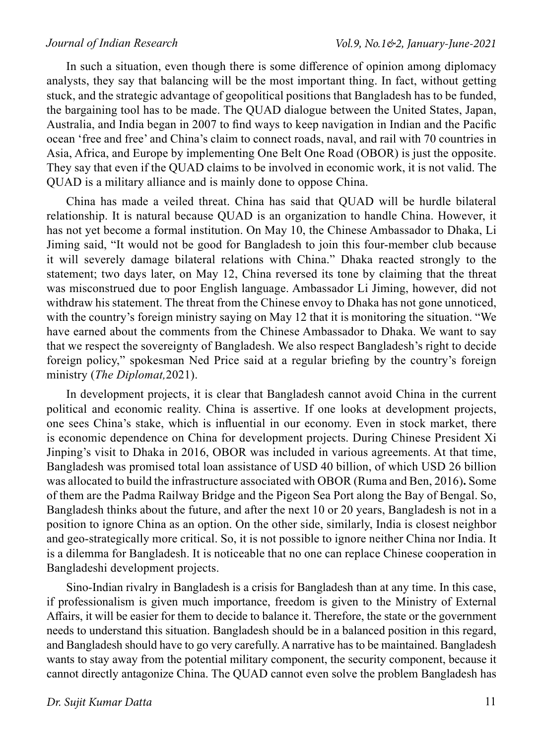In such a situation, even though there is some difference of opinion among diplomacy analysts, they say that balancing will be the most important thing. In fact, without getting stuck, and the strategic advantage of geopolitical positions that Bangladesh has to be funded, the bargaining tool has to be made. The QUAD dialogue between the United States, Japan, Australia, and India began in 2007 to find ways to keep navigation in Indian and the Pacific ocean 'free and free' and China's claim to connect roads, naval, and rail with 70 countries in Asia, Africa, and Europe by implementing One Belt One Road (OBOR) is just the opposite. They say that even if the QUAD claims to be involved in economic work, it is not valid. The QUAD is a military alliance and is mainly done to oppose China.

China has made a veiled threat. China has said that QUAD will be hurdle bilateral relationship. It is natural because QUAD is an organization to handle China. However, it has not yet become a formal institution. On May 10, the Chinese Ambassador to Dhaka, Li Jiming said, "It would not be good for Bangladesh to join this four-member club because it will severely damage bilateral relations with China." Dhaka reacted strongly to the statement; two days later, on May 12, China reversed its tone by claiming that the threat was misconstrued due to poor English language. Ambassador Li Jiming, however, did not withdraw his statement. The threat from the Chinese envoy to Dhaka has not gone unnoticed, with the country's foreign ministry saying on May 12 that it is monitoring the situation. "We have earned about the comments from the Chinese Ambassador to Dhaka. We want to say that we respect the sovereignty of Bangladesh. We also respect Bangladesh's right to decide foreign policy," spokesman Ned Price said at a regular briefing by the country's foreign ministry (*The Diplomat,*2021).

In development projects, it is clear that Bangladesh cannot avoid China in the current political and economic reality. China is assertive. If one looks at development projects, one sees China's stake, which is influential in our economy. Even in stock market, there is economic dependence on China for development projects. During Chinese President Xi Jinping's visit to Dhaka in 2016, OBOR was included in various agreements. At that time, Bangladesh was promised total loan assistance of USD 40 billion, of which USD 26 billion was allocated to build the infrastructure associated with OBOR (Ruma and Ben, 2016)**.** Some of them are the Padma Railway Bridge and the Pigeon Sea Port along the Bay of Bengal. So, Bangladesh thinks about the future, and after the next 10 or 20 years, Bangladesh is not in a position to ignore China as an option. On the other side, similarly, India is closest neighbor and geo-strategically more critical. So, it is not possible to ignore neither China nor India. It is a dilemma for Bangladesh. It is noticeable that no one can replace Chinese cooperation in Bangladeshi development projects.

Sino-Indian rivalry in Bangladesh is a crisis for Bangladesh than at any time. In this case, if professionalism is given much importance, freedom is given to the Ministry of External Affairs, it will be easier for them to decide to balance it. Therefore, the state or the government needs to understand this situation. Bangladesh should be in a balanced position in this regard, and Bangladesh should have to go very carefully. A narrative has to be maintained. Bangladesh wants to stay away from the potential military component, the security component, because it cannot directly antagonize China. The QUAD cannot even solve the problem Bangladesh has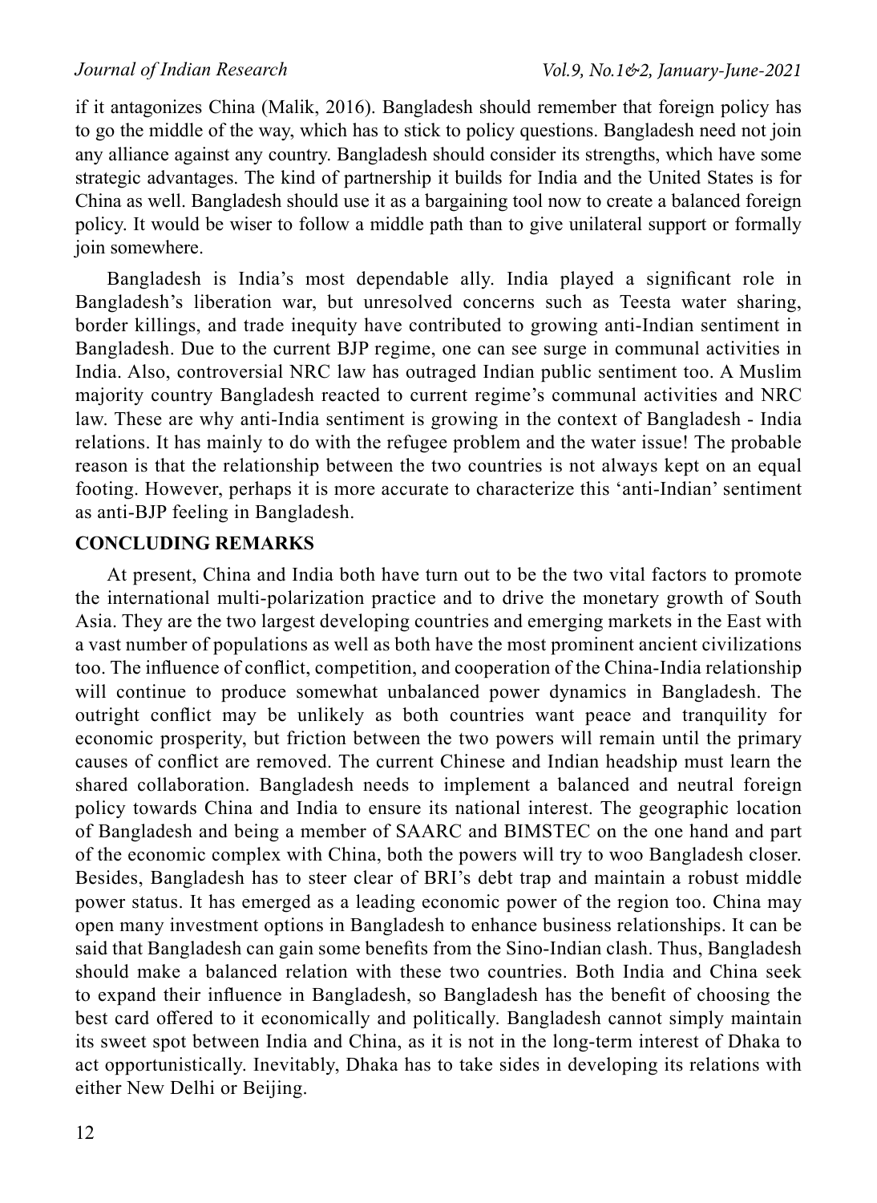if it antagonizes China (Malik, 2016). Bangladesh should remember that foreign policy has to go the middle of the way, which has to stick to policy questions. Bangladesh need not join any alliance against any country. Bangladesh should consider its strengths, which have some strategic advantages. The kind of partnership it builds for India and the United States is for China as well. Bangladesh should use it as a bargaining tool now to create a balanced foreign policy. It would be wiser to follow a middle path than to give unilateral support or formally join somewhere.

Bangladesh is India's most dependable ally. India played a significant role in Bangladesh's liberation war, but unresolved concerns such as Teesta water sharing, border killings, and trade inequity have contributed to growing anti-Indian sentiment in Bangladesh. Due to the current BJP regime, one can see surge in communal activities in India. Also, controversial NRC law has outraged Indian public sentiment too. A Muslim majority country Bangladesh reacted to current regime's communal activities and NRC law. These are why anti-India sentiment is growing in the context of Bangladesh - India relations. It has mainly to do with the refugee problem and the water issue! The probable reason is that the relationship between the two countries is not always kept on an equal footing. However, perhaps it is more accurate to characterize this 'anti-Indian' sentiment as anti-BJP feeling in Bangladesh.

## CONCLUDING REMARKS

At present, China and India both have turn out to be the two vital factors to promote the international multi-polarization practice and to drive the monetary growth of South Asia. They are the two largest developing countries and emerging markets in the East with a vast number of populations as well as both have the most prominent ancient civilizations too. The influence of conflict, competition, and cooperation of the China-India relationship will continue to produce somewhat unbalanced power dynamics in Bangladesh. The outright conflict may be unlikely as both countries want peace and tranquility for economic prosperity, but friction between the two powers will remain until the primary causes of conflict are removed. The current Chinese and Indian headship must learn the shared collaboration. Bangladesh needs to implement a balanced and neutral foreign policy towards China and India to ensure its national interest. The geographic location of Bangladesh and being a member of SAARC and BIMSTEC on the one hand and part of the economic complex with China, both the powers will try to woo Bangladesh closer. Besides, Bangladesh has to steer clear of BRI's debt trap and maintain a robust middle power status. It has emerged as a leading economic power of the region too. China may open many investment options in Bangladesh to enhance business relationships. It can be said that Bangladesh can gain some benefits from the Sino-Indian clash. Thus, Bangladesh should make a balanced relation with these two countries. Both India and China seek to expand their influence in Bangladesh, so Bangladesh has the benefit of choosing the best card offered to it economically and politically. Bangladesh cannot simply maintain its sweet spot between India and China, as it is not in the long-term interest of Dhaka to act opportunistically. Inevitably, Dhaka has to take sides in developing its relations with either New Delhi or Beijing.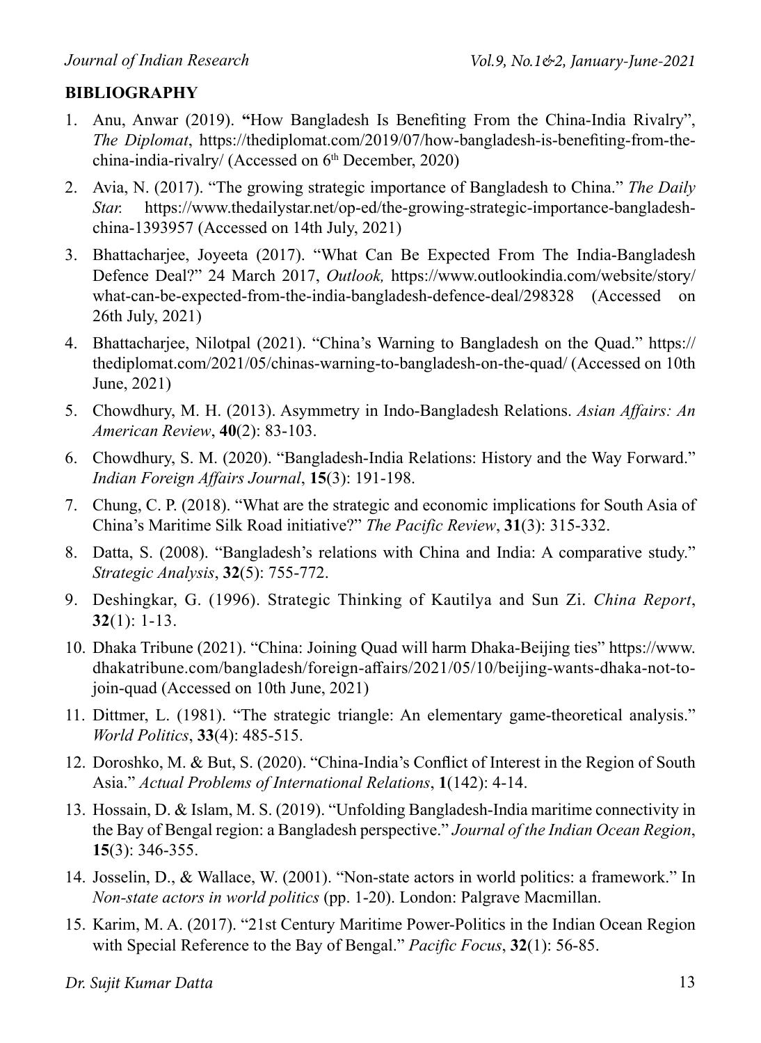**BIBLIOGRAPHY**

1. Anu, Anwar (2019). **"**How Bangladesh Is Benefiting From the China-India Rivalry", *The Diplomat*, https://thediplomat.com/2019/07/how-bangladesh-is-benefiting-from-the-china-india-rivalry/ (Accessed on 6th December, 2020)
2. Avia, N. (2017). "The growing strategic importance of Bangladesh to China." *The Daily Star.* https://www.thedailystar.net/op-ed/the-growing-strategic-importance-bangladesh-china-1393957 (Accessed on 14th July, 2021)
3. Bhattacharjee, Joyeeta (2017). "What Can Be Expected From The India-Bangladesh Defence Deal?" 24 March 2017, *Outlook,* https://www.outlookindia.com/website/story/what-can-be-expected-from-the-india-bangladesh-defence-deal/298328 (Accessed on 26th July, 2021)
4. Bhattacharjee, Nilotpal (2021). "China's Warning to Bangladesh on the Quad." https://thediplomat.com/2021/05/chinas-warning-to-bangladesh-on-the-quad/ (Accessed on 10th June, 2021)
5. Chowdhury, M. H. (2013). Asymmetry in Indo-Bangladesh Relations. *Asian Affairs: An American Review*, **40**(2): 83-103.
6. Chowdhury, S. M. (2020). "Bangladesh-India Relations: History and the Way Forward." *Indian Foreign Affairs Journal*, **15**(3): 191-198.
7. Chung, C. P. (2018). "What are the strategic and economic implications for South Asia of China's Maritime Silk Road initiative?" *The Pacific Review*, **31**(3): 315-332.
8. Datta, S. (2008). "Bangladesh's relations with China and India: A comparative study." *Strategic Analysis*, **32**(5): 755-772.
9. Deshingkar, G. (1996). Strategic Thinking of Kautilya and Sun Zi. *China Report*, **32**(1): 1-13.
10. Dhaka Tribune (2021). "China: Joining Quad will harm Dhaka-Beijing ties" https://www.dhakatribune.com/bangladesh/foreign-affairs/2021/05/10/beijing-wants-dhaka-not-to-join-quad (Accessed on 10th June, 2021)
11. Dittmer, L. (1981). "The strategic triangle: An elementary game-theoretical analysis." *World Politics*, **33**(4): 485-515.
12. Doroshko, M. & But, S. (2020). "China-India's Conflict of Interest in the Region of South Asia." *Actual Problems of International Relations*, **1**(142): 4-14.
13. Hossain, D. & Islam, M. S. (2019). "Unfolding Bangladesh-India maritime connectivity in the Bay of Bengal region: a Bangladesh perspective." *Journal of the Indian Ocean Region*, **15**(3): 346-355.
14. Josselin, D., & Wallace, W. (2001). "Non-state actors in world politics: a framework." In *Non-state actors in world politics* (pp. 1-20). London: Palgrave Macmillan.
15. Karim, M. A. (2017). "21st Century Maritime Power-Politics in the Indian Ocean Region with Special Reference to the Bay of Bengal." *Pacific Focus*, **32**(1): 56-85.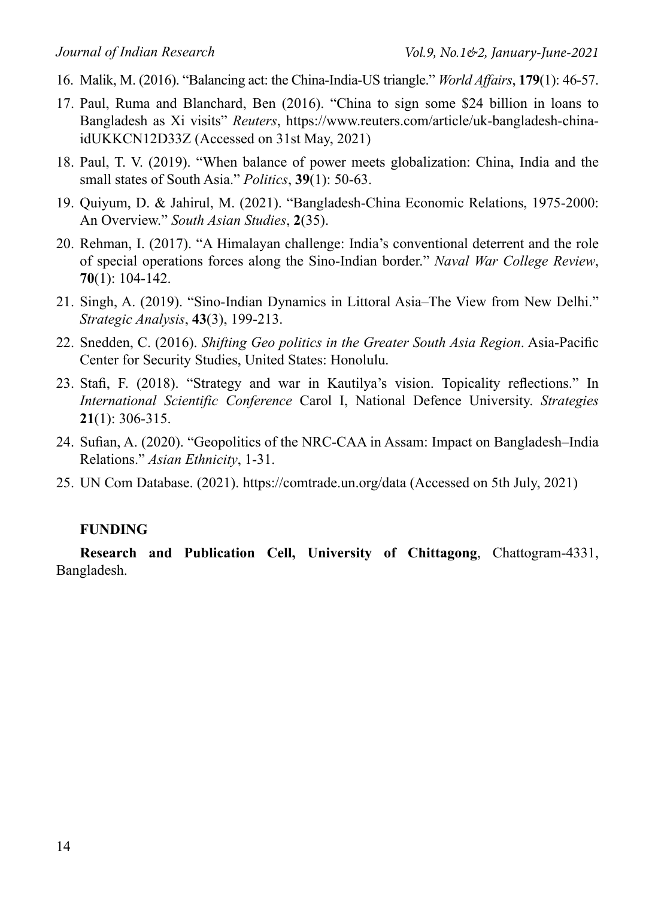16. Malik, M. (2016). “Balancing act: the China-India-US triangle.” *World Affairs*, **179**(1): 46-57.
17. Paul, Ruma and Blanchard, Ben (2016). “China to sign some $24 billion in loans to Bangladesh as Xi visits” *Reuters*, https://www.reuters.com/article/uk-bangladesh-china-idUKKCN12D33Z (Accessed on 31st May, 2021)
18. Paul, T. V. (2019). “When balance of power meets globalization: China, India and the small states of South Asia.” *Politics*, **39**(1): 50-63.
19. Quiyum, D. & Jahirul, M. (2021). “Bangladesh-China Economic Relations, 1975-2000: An Overview.” *South Asian Studies*, **2**(35).
20. Rehman, I. (2017). “A Himalayan challenge: India’s conventional deterrent and the role of special operations forces along the Sino-Indian border.” *Naval War College Review*, **70**(1): 104-142.
21. Singh, A. (2019). “Sino-Indian Dynamics in Littoral Asia–The View from New Delhi.” *Strategic Analysis*, **43**(3), 199-213.
22. Snedden, C. (2016). *Shifting Geo politics in the Greater South Asia Region*. Asia-Pacific Center for Security Studies, United States: Honolulu.
23. Stafi, F. (2018). “Strategy and war in Kautilya’s vision. Topicality reflections.” In *International Scientific Conference* Carol I, National Defence University. *Strategies* **21**(1): 306-315.
24. Sufian, A. (2020). “Geopolitics of the NRC-CAA in Assam: Impact on Bangladesh–India Relations.” *Asian Ethnicity*, 1-31.
25. UN Com Database. (2021). https://comtrade.un.org/data (Accessed on 5th July, 2021)

## FUNDING

**Research and Publication Cell, University of Chittagong**, Chattogram-4331, Bangladesh.